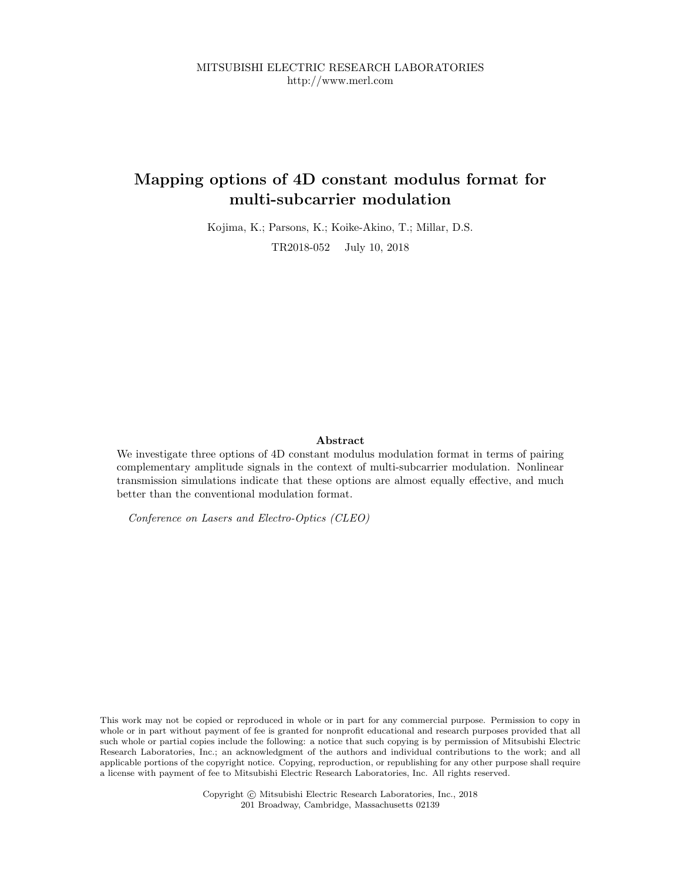MITSUBISHI ELECTRIC RESEARCH LABORATORIES
http://www.merl.com

# Mapping options of 4D constant modulus format for multi-subcarrier modulation

Kojima, K.; Parsons, K.; Koike-Akino, T.; Millar, D.S.

TR2018-052 July 10, 2018

### Abstract

We investigate three options of 4D constant modulus modulation format in terms of pairing complementary amplitude signals in the context of multi-subcarrier modulation. Nonlinear transmission simulations indicate that these options are almost equally effective, and much better than the conventional modulation format.

*Conference on Lasers and Electro-Optics (CLEO)*

This work may not be copied or reproduced in whole or in part for any commercial purpose. Permission to copy in whole or in part without payment of fee is granted for nonprofit educational and research purposes provided that all such whole or partial copies include the following: a notice that such copying is by permission of Mitsubishi Electric Research Laboratories, Inc.; an acknowledgment of the authors and individual contributions to the work; and all applicable portions of the copyright notice. Copying, reproduction, or republishing for any other purpose shall require a license with payment of fee to Mitsubishi Electric Research Laboratories, Inc. All rights reserved.

Copyright © Mitsubishi Electric Research Laboratories, Inc., 2018
201 Broadway, Cambridge, Massachusetts 02139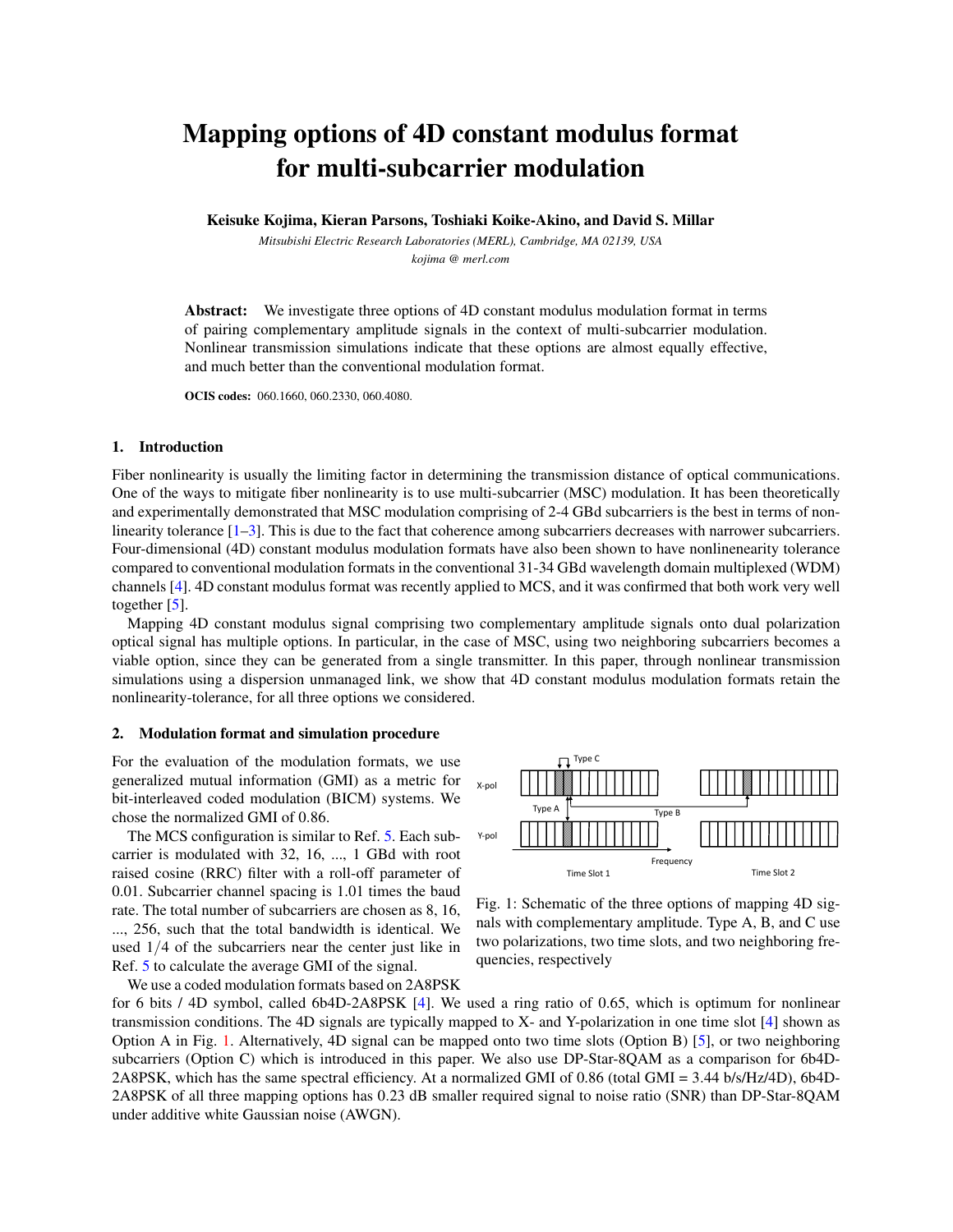# Mapping options of 4D constant modulus format for multi-subcarrier modulation

**Keisuke Kojima, Kieran Parsons, Toshiaki Koike-Akino, and David S. Millar**

*Mitsubishi Electric Research Laboratories (MERL), Cambridge, MA 02139, USA*
*kojima @ merl.com*

**Abstract:** We investigate three options of 4D constant modulus modulation format in terms of pairing complementary amplitude signals in the context of multi-subcarrier modulation. Nonlinear transmission simulations indicate that these options are almost equally effective, and much better than the conventional modulation format.

**OCIS codes:** 060.1660, 060.2330, 060.4080.

## 1. Introduction

Fiber nonlinearity is usually the limiting factor in determining the transmission distance of optical communications. One of the ways to mitigate fiber nonlinearity is to use multi-subcarrier (MSC) modulation. It has been theoretically and experimentally demonstrated that MSC modulation comprising of 2-4 GBd subcarriers is the best in terms of nonlinearity tolerance [1–3]. This is due to the fact that coherence among subcarriers decreases with narrower subcarriers. Four-dimensional (4D) constant modulus modulation formats have also been shown to have nonlineneraity tolerance compared to conventional modulation formats in the conventional 31-34 GBd wavelength domain multiplexed (WDM) channels [4]. 4D constant modulus format was recently applied to MCS, and it was confirmed that both work very well together [5].

Mapping 4D constant modulus signal comprising two complementary amplitude signals onto dual polarization optical signal has multiple options. In particular, in the case of MSC, using two neighboring subcarriers becomes a viable option, since they can be generated from a single transmitter. In this paper, through nonlinear transmission simulations using a dispersion unmanaged link, we show that 4D constant modulus modulation formats retain the nonlinearity-tolerance, for all three options we considered.

## 2. Modulation format and simulation procedure

For the evaluation of the modulation formats, we use generalized mutual information (GMI) as a metric for bit-interleaved coded modulation (BICM) systems. We chose the normalized GMI of 0.86.

The MCS configuration is similar to Ref. 5. Each subcarrier is modulated with 32, 16, ..., 1 GBd with root raised cosine (RRC) filter with a roll-off parameter of 0.01. Subcarrier channel spacing is 1.01 times the baud rate. The total number of subcarriers are chosen as 8, 16, ..., 256, such that the total bandwidth is identical. We used 1/4 of the subcarriers near the center just like in Ref. 5 to calculate the average GMI of the signal.

Fig. 1: Schematic of the three options of mapping 4D signals with complementary amplitude. Type A, B, and C use two polarizations, two time slots, and two neighboring frequencies, respectively

We use a coded modulation formats based on 2A8PSK for 6 bits / 4D symbol, called 6b4D-2A8PSK [4]. We used a ring ratio of 0.65, which is optimum for nonlinear transmission conditions. The 4D signals are typically mapped to X- and Y-polarization in one time slot [4] shown as Option A in Fig. 1. Alternatively, 4D signal can be mapped onto two time slots (Option B) [5], or two neighboring subcarriers (Option C) which is introduced in this paper. We also use DP-Star-8QAM as a comparison for 6b4D-2A8PSK, which has the same spectral efficiency. At a normalized GMI of 0.86 (total GMI = 3.44 b/s/Hz/4D), 6b4D-2A8PSK of all three mapping options has 0.23 dB smaller required signal to noise ratio (SNR) than DP-Star-8QAM under additive white Gaussian noise (AWGN).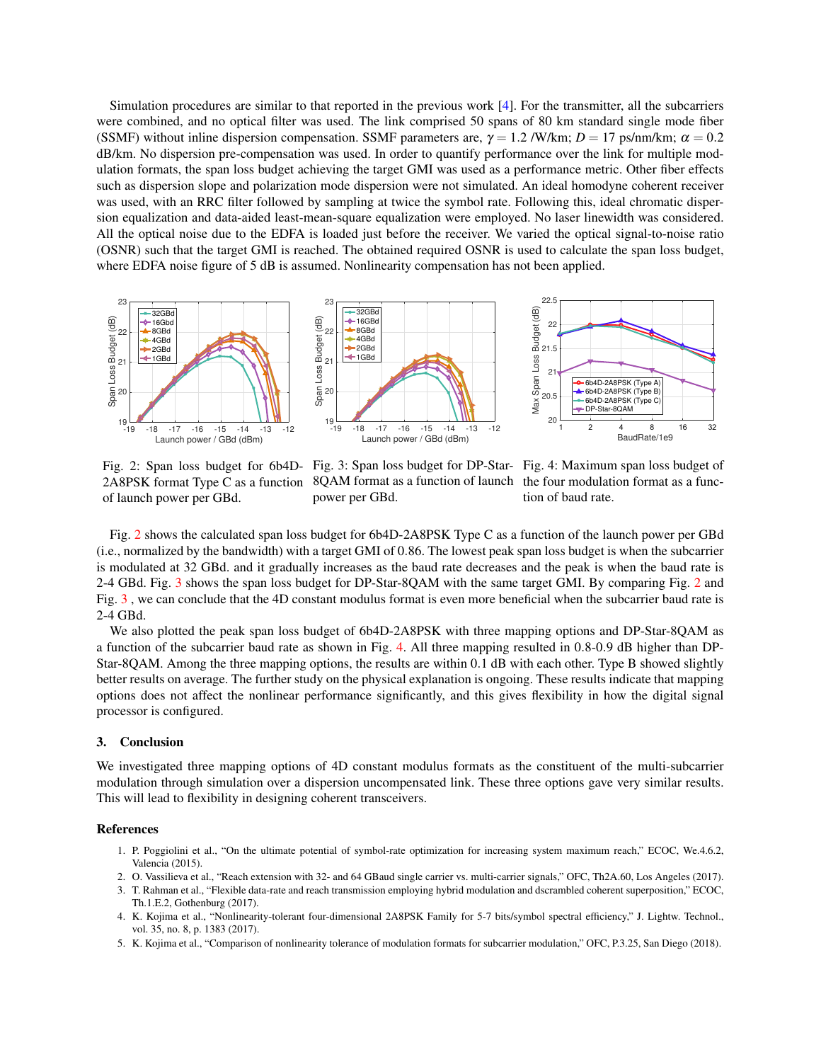Simulation procedures are similar to that reported in the previous work [4]. For the transmitter, all the subcarriers were combined, and no optical filter was used. The link comprised 50 spans of 80 km standard single mode fiber (SSMF) without inline dispersion compensation. SSMF parameters are, $\gamma = 1.2$ /W/km; $D = 17$ ps/nm/km; $\alpha = 0.2$ dB/km. No dispersion pre-compensation was used. In order to quantify performance over the link for multiple modulation formats, the span loss budget achieving the target GMI was used as a performance metric. Other fiber effects such as dispersion slope and polarization mode dispersion were not simulated. An ideal homodyne coherent receiver was used, with an RRC filter followed by sampling at twice the symbol rate. Following this, ideal chromatic dispersion equalization and data-aided least-mean-square equalization were employed. No laser linewidth was considered. All the optical noise due to the EDFA is loaded just before the receiver. We varied the optical signal-to-noise ratio (OSNR) such that the target GMI is reached. The obtained required OSNR is used to calculate the span loss budget, where EDFA noise figure of 5 dB is assumed. Nonlinearity compensation has not been applied.

Span Loss Budget (dB)
23
22
21
20
19
-19 -18 -17 -16 -15 -14 -13 -12
Launch power / GBd (dBm)
32GBd
16Gbd
8GBd
4GBd
2GBd
1GBd

Fig. 2: Span loss budget for 6b4D-2A8PSK format Type C as a function of launch power per GBd.

Span Loss Budget (dB)
23
22
21
20
19
-19 -18 -17 -16 -15 -14 -13 -12
Launch power / GBd (dBm)
32GBd
16GBd
8GBd
4GBd
2GBd
1GBd

Fig. 3: Span loss budget for DP-Star-8QAM format as a function of launch power per GBd.

Max Span Loss Budget (dB)
22.5
22
21.5
21
20.5
20
1 2 4 8 16 32
BaudRate/1e9
6b4D-2A8PSK (Type A)
6b4D-2A8PSK (Type B)
6b4D-2A8PSK (Type C)
DP-Star-8QAM

Fig. 4: Maximum span loss budget of the four modulation format as a function of baud rate.

Fig. 2 shows the calculated span loss budget for 6b4D-2A8PSK Type C as a function of the launch power per GBd (i.e., normalized by the bandwidth) with a target GMI of 0.86. The lowest peak span loss budget is when the subcarrier is modulated at 32 GBd. and it gradually increases as the baud rate decreases and the peak is when the baud rate is 2-4 GBd. Fig. 3 shows the span loss budget for DP-Star-8QAM with the same target GMI. By comparing Fig. 2 and Fig. 3 , we can conclude that the 4D constant modulus format is even more beneficial when the subcarrier baud rate is 2-4 GBd.

We also plotted the peak span loss budget of 6b4D-2A8PSK with three mapping options and DP-Star-8QAM as a function of the subcarrier baud rate as shown in Fig. 4. All three mapping resulted in 0.8-0.9 dB higher than DP-Star-8QAM. Among the three mapping options, the results are within 0.1 dB with each other. Type B showed slightly better results on average. The further study on the physical explanation is ongoing. These results indicate that mapping options does not affect the nonlinear performance significantly, and this gives flexibility in how the digital signal processor is configured.

## 3. Conclusion

We investigated three mapping options of 4D constant modulus formats as the constituent of the multi-subcarrier modulation through simulation over a dispersion uncompensated link. These three options gave very similar results. This will lead to flexibility in designing coherent transceivers.

## References

1. P. Poggiolini et al., "On the ultimate potential of symbol-rate optimization for increasing system maximum reach," ECOC, We.4.6.2, Valencia (2015).
2. O. Vassilieva et al., "Reach extension with 32- and 64 GBaud single carrier vs. multi-carrier signals," OFC, Th2A.60, Los Angeles (2017).
3. T. Rahman et al., "Flexible data-rate and reach transmission employing hybrid modulation and dscrambled coherent superposition," ECOC, Th.1.E.2, Gothenburg (2017).
4. K. Kojima et al., "Nonlinearity-tolerant four-dimensional 2A8PSK Family for 5-7 bits/symbol spectral efficiency," J. Lightw. Technol., vol. 35, no. 8, p. 1383 (2017).
5. K. Kojima et al., "Comparison of nonlinearity tolerance of modulation formats for subcarrier modulation," OFC, P.3.25, San Diego (2018).